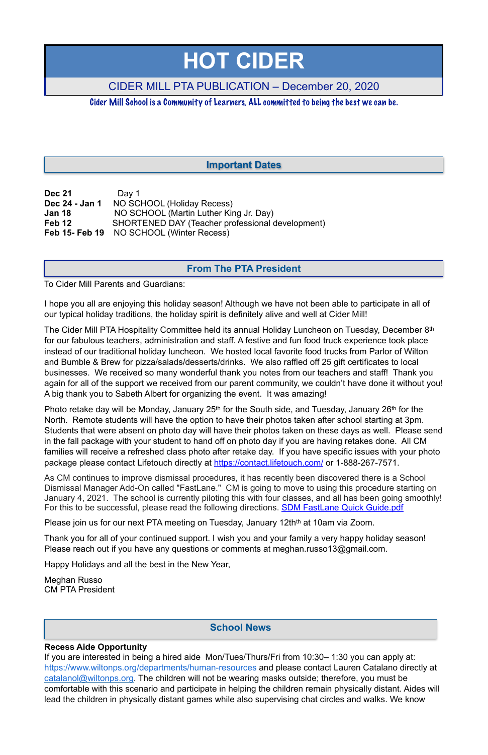# HOT CIDER

CIDER MILL PTA PUBLICATION – December 20, 2020

Cider Mill School is a Community of Learners, ALL committed to being the best we can be.

## Important Dates

| | |
|---|---|
| **Dec 21** | Day 1 |
| **Dec 24 - Jan 1** | NO SCHOOL (Holiday Recess) |
| **Jan 18** | NO SCHOOL (Martin Luther King Jr. Day) |
| **Feb 12** | SHORTENED DAY (Teacher professional development) |
| **Feb 15- Feb 19** | NO SCHOOL (Winter Recess) |

## From The PTA President

To Cider Mill Parents and Guardians:

I hope you all are enjoying this holiday season! Although we have not been able to participate in all of our typical holiday traditions, the holiday spirit is definitely alive and well at Cider Mill!

The Cider Mill PTA Hospitality Committee held its annual Holiday Luncheon on Tuesday, December 8th for our fabulous teachers, administration and staff. A festive and fun food truck experience took place instead of our traditional holiday luncheon. We hosted local favorite food trucks from Parlor of Wilton and Bumble & Brew for pizza/salads/desserts/drinks. We also raffled off 25 gift certificates to local businesses. We received so many wonderful thank you notes from our teachers and staff! Thank you again for all of the support we received from our parent community, we couldn't have done it without you! A big thank you to Sabeth Albert for organizing the event. It was amazing!

Photo retake day will be Monday, January 25th for the South side, and Tuesday, January 26th for the North. Remote students will have the option to have their photos taken after school starting at 3pm. Students that were absent on photo day will have their photos taken on these days as well. Please send in the fall package with your student to hand off on photo day if you are having retakes done. All CM families will receive a refreshed class photo after retake day. If you have specific issues with your photo package please contact Lifetouch directly at https://contact.lifetouch.com/ or 1-888-267-7571.

As CM continues to improve dismissal procedures, it has recently been discovered there is a School Dismissal Manager Add-On called "FastLane." CM is going to move to using this procedure starting on January 4, 2021. The school is currently piloting this with four classes, and all has been going smoothly! For this to be successful, please read the following directions. SDM FastLane Quick Guide.pdf

Please join us for our next PTA meeting on Tuesday, January 12thth at 10am via Zoom.

Thank you for all of your continued support. I wish you and your family a very happy holiday season! Please reach out if you have any questions or comments at meghan.russo13@gmail.com.

Happy Holidays and all the best in the New Year,

Meghan Russo
CM PTA President

## School News

**Recess Aide Opportunity**

If you are interested in being a hired aide Mon/Tues/Thurs/Fri from 10:30– 1:30 you can apply at: https://www.wiltonps.org/departments/human-resources and please contact Lauren Catalano directly at catalanol@wiltonps.org. The children will not be wearing masks outside; therefore, you must be comfortable with this scenario and participate in helping the children remain physically distant. Aides will lead the children in physically distant games while also supervising chat circles and walks. We know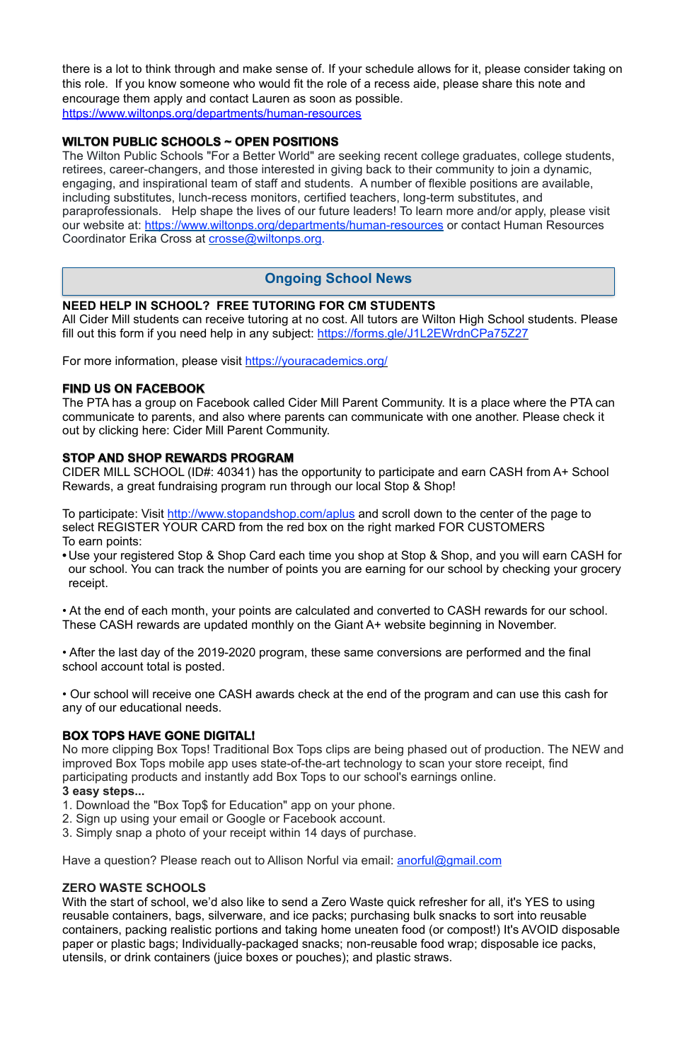there is a lot to think through and make sense of. If your schedule allows for it, please consider taking on this role. If you know someone who would fit the role of a recess aide, please share this note and encourage them apply and contact Lauren as soon as possible.
https://www.wiltonps.org/departments/human-resources

**WILTON PUBLIC SCHOOLS ~ OPEN POSITIONS**

The Wilton Public Schools "For a Better World" are seeking recent college graduates, college students, retirees, career-changers, and those interested in giving back to their community to join a dynamic, engaging, and inspirational team of staff and students. A number of flexible positions are available, including substitutes, lunch-recess monitors, certified teachers, long-term substitutes, and paraprofessionals. Help shape the lives of our future leaders! To learn more and/or apply, please visit our website at: https://www.wiltonps.org/departments/human-resources or contact Human Resources Coordinator Erika Cross at crosse@wiltonps.org.

## Ongoing School News

**NEED HELP IN SCHOOL? FREE TUTORING FOR CM STUDENTS**

All Cider Mill students can receive tutoring at no cost. All tutors are Wilton High School students. Please fill out this form if you need help in any subject: https://forms.gle/J1L2EWrdnCPa75Z27

For more information, please visit https://youracademics.org/

**FIND US ON FACEBOOK**

The PTA has a group on Facebook called Cider Mill Parent Community. It is a place where the PTA can communicate to parents, and also where parents can communicate with one another. Please check it out by clicking here: Cider Mill Parent Community.

**STOP AND SHOP REWARDS PROGRAM**

CIDER MILL SCHOOL (ID#: 40341) has the opportunity to participate and earn CASH from A+ School Rewards, a great fundraising program run through our local Stop & Shop!

To participate: Visit http://www.stopandshop.com/aplus and scroll down to the center of the page to select REGISTER YOUR CARD from the red box on the right marked FOR CUSTOMERS
To earn points:

- Use your registered Stop & Shop Card each time you shop at Stop & Shop, and you will earn CASH for our school. You can track the number of points you are earning for our school by checking your grocery receipt.

- At the end of each month, your points are calculated and converted to CASH rewards for our school. These CASH rewards are updated monthly on the Giant A+ website beginning in November.

- After the last day of the 2019-2020 program, these same conversions are performed and the final school account total is posted.

- Our school will receive one CASH awards check at the end of the program and can use this cash for any of our educational needs.

**BOX TOPS HAVE GONE DIGITAL!**

No more clipping Box Tops! Traditional Box Tops clips are being phased out of production. The NEW and improved Box Tops mobile app uses state-of-the-art technology to scan your store receipt, find participating products and instantly add Box Tops to our school's earnings online.

**3 easy steps...**

1. Download the "Box Top$ for Education" app on your phone.
2. Sign up using your email or Google or Facebook account.
3. Simply snap a photo of your receipt within 14 days of purchase.

Have a question? Please reach out to Allison Norful via email: anorful@gmail.com

**ZERO WASTE SCHOOLS**

With the start of school, we'd also like to send a Zero Waste quick refresher for all, it's YES to using reusable containers, bags, silverware, and ice packs; purchasing bulk snacks to sort into reusable containers, packing realistic portions and taking home uneaten food (or compost!) It's AVOID disposable paper or plastic bags; Individually-packaged snacks; non-reusable food wrap; disposable ice packs, utensils, or drink containers (juice boxes or pouches); and plastic straws.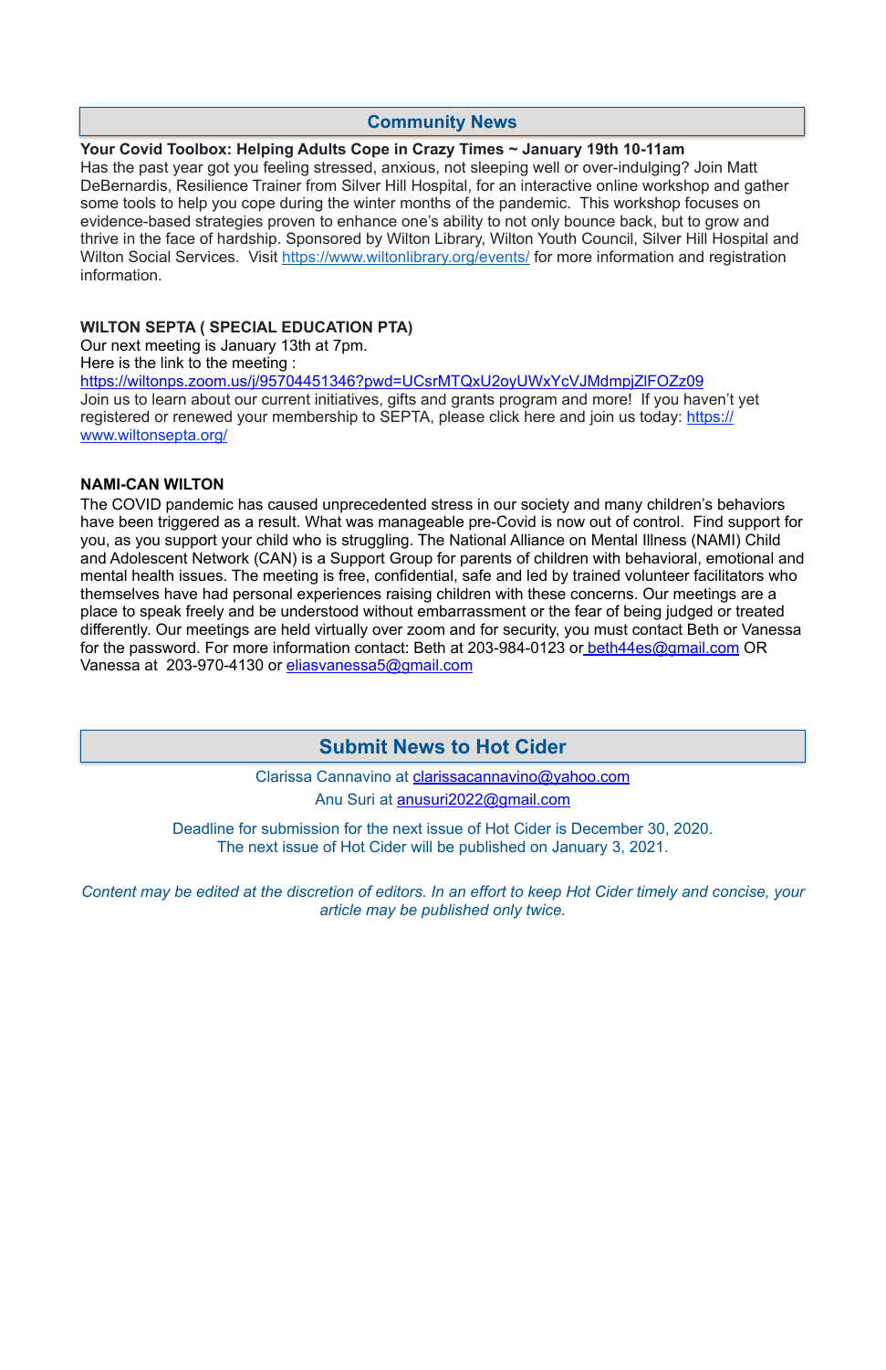## Community News

**Your Covid Toolbox: Helping Adults Cope in Crazy Times ~ January 19th 10-11am**
Has the past year got you feeling stressed, anxious, not sleeping well or over-indulging? Join Matt DeBernardis, Resilience Trainer from Silver Hill Hospital, for an interactive online workshop and gather some tools to help you cope during the winter months of the pandemic. This workshop focuses on evidence-based strategies proven to enhance one's ability to not only bounce back, but to grow and thrive in the face of hardship. Sponsored by Wilton Library, Wilton Youth Council, Silver Hill Hospital and Wilton Social Services. Visit https://www.wiltonlibrary.org/events/ for more information and registration information.

**WILTON SEPTA ( SPECIAL EDUCATION PTA)**
Our next meeting is January 13th at 7pm.
Here is the link to the meeting :
https://wiltonps.zoom.us/j/95704451346?pwd=UCsrMTQxU2oyUWxYcVJMdmpjZlFOZz09
Join us to learn about our current initiatives, gifts and grants program and more! If you haven't yet registered or renewed your membership to SEPTA, please click here and join us today: https://www.wiltonsepta.org/

**NAMI-CAN WILTON**
The COVID pandemic has caused unprecedented stress in our society and many children's behaviors have been triggered as a result. What was manageable pre-Covid is now out of control. Find support for you, as you support your child who is struggling. The National Alliance on Mental Illness (NAMI) Child and Adolescent Network (CAN) is a Support Group for parents of children with behavioral, emotional and mental health issues. The meeting is free, confidential, safe and led by trained volunteer facilitators who themselves have had personal experiences raising children with these concerns. Our meetings are a place to speak freely and be understood without embarrassment or the fear of being judged or treated differently. Our meetings are held virtually over zoom and for security, you must contact Beth or Vanessa for the password. For more information contact: Beth at 203-984-0123 or beth44es@gmail.com OR Vanessa at 203-970-4130 or eliasvanessa5@gmail.com

## Submit News to Hot Cider

Clarissa Cannavino at clarissacannavino@yahoo.com
Anu Suri at anusuri2022@gmail.com

Deadline for submission for the next issue of Hot Cider is December 30, 2020.
The next issue of Hot Cider will be published on January 3, 2021.

*Content may be edited at the discretion of editors. In an effort to keep Hot Cider timely and concise, your article may be published only twice.*